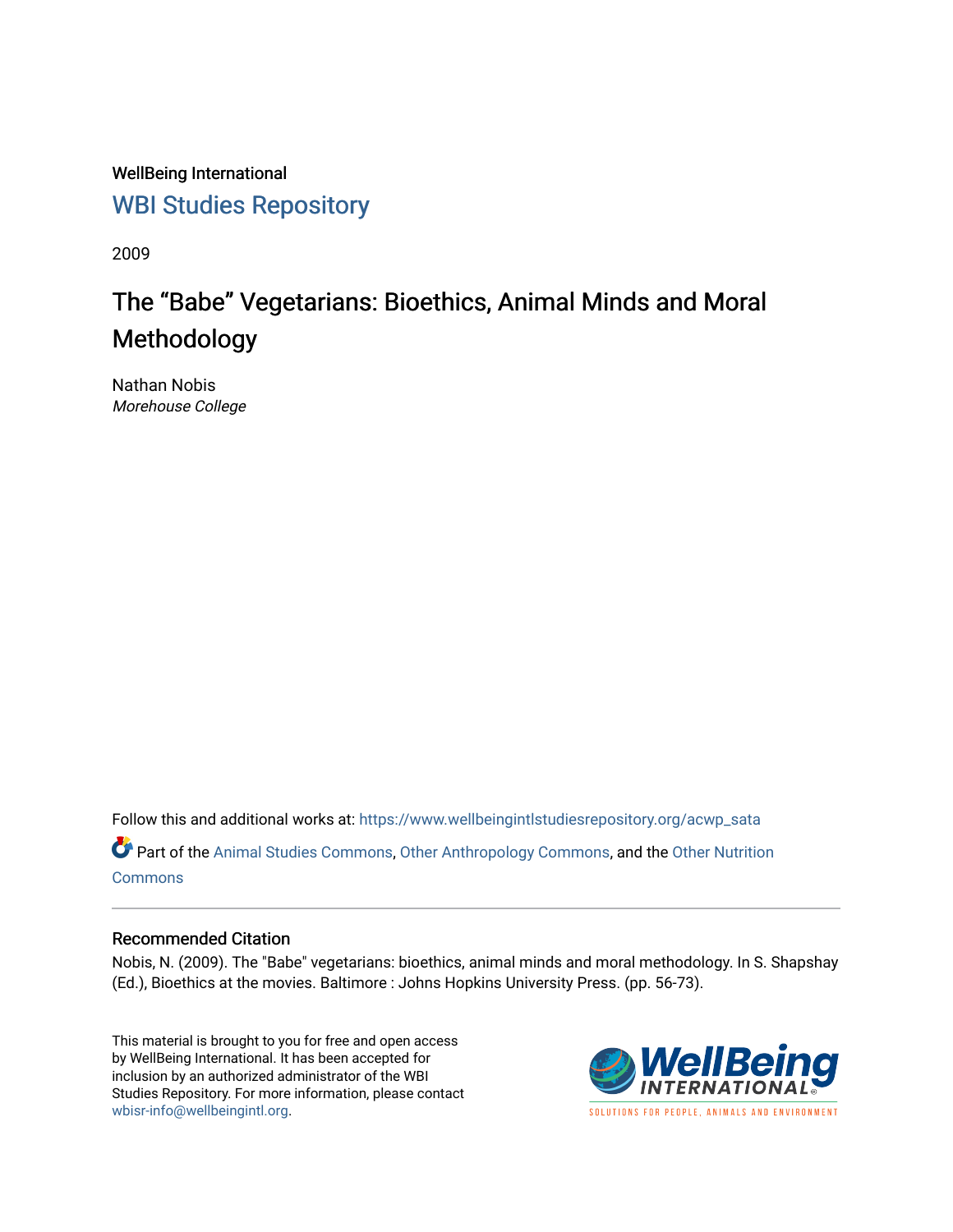WellBeing International

WBI Studies Repository

2009

# The "Babe" Vegetarians: Bioethics, Animal Minds and Moral Methodology

Nathan Nobis
*Morehouse College*

Follow this and additional works at: https://www.wellbeingintlstudiesrepository.org/acwp_sata

Part of the Animal Studies Commons, Other Anthropology Commons, and the Other Nutrition Commons

## Recommended Citation

Nobis, N. (2009). The "Babe" vegetarians: bioethics, animal minds and moral methodology. In S. Shapshay (Ed.), Bioethics at the movies. Baltimore : Johns Hopkins University Press. (pp. 56-73).

This material is brought to you for free and open access by WellBeing International. It has been accepted for inclusion by an authorized administrator of the WBI Studies Repository. For more information, please contact wbisr-info@wellbeingintl.org.

WellBeing INTERNATIONAL
SOLUTIONS FOR PEOPLE, ANIMALS AND ENVIRONMENT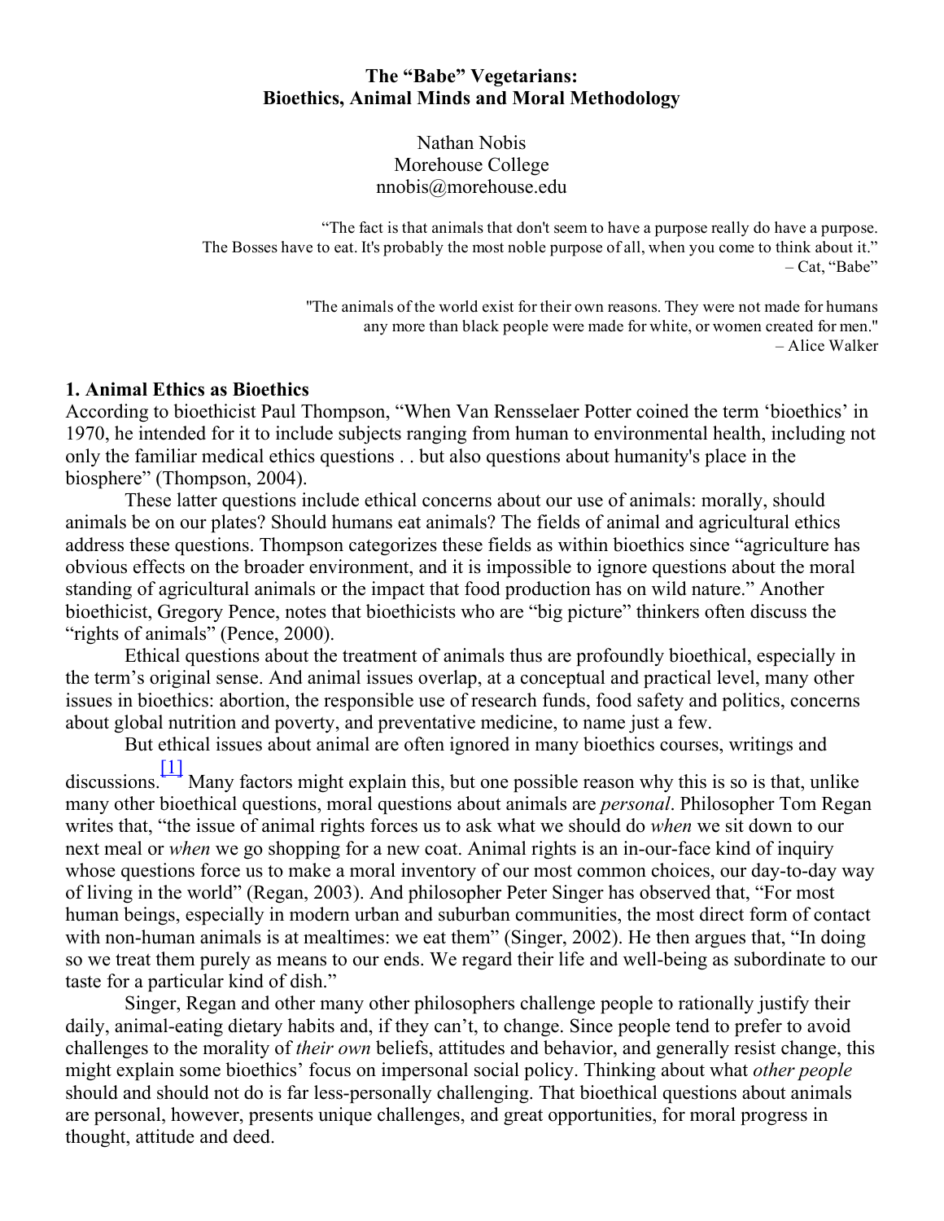**The "Babe" Vegetarians:**
**Bioethics, Animal Minds and Moral Methodology**

Nathan Nobis
Morehouse College
nnobis@morehouse.edu

> "The fact is that animals that don't seem to have a purpose really do have a purpose. The Bosses have to eat. It's probably the most noble purpose of all, when you come to think about it."
> – Cat, "Babe"

> "The animals of the world exist for their own reasons. They were not made for humans any more than black people were made for white, or women created for men."
> – Alice Walker

## 1. Animal Ethics as Bioethics

According to bioethicist Paul Thompson, "When Van Rensselaer Potter coined the term 'bioethics' in 1970, he intended for it to include subjects ranging from human to environmental health, including not only the familiar medical ethics questions . . but also questions about humanity's place in the biosphere" (Thompson, 2004).

These latter questions include ethical concerns about our use of animals: morally, should animals be on our plates? Should humans eat animals? The fields of animal and agricultural ethics address these questions. Thompson categorizes these fields as within bioethics since "agriculture has obvious effects on the broader environment, and it is impossible to ignore questions about the moral standing of agricultural animals or the impact that food production has on wild nature." Another bioethicist, Gregory Pence, notes that bioethicists who are "big picture" thinkers often discuss the "rights of animals" (Pence, 2000).

Ethical questions about the treatment of animals thus are profoundly bioethical, especially in the term's original sense. And animal issues overlap, at a conceptual and practical level, many other issues in bioethics: abortion, the responsible use of research funds, food safety and politics, concerns about global nutrition and poverty, and preventative medicine, to name just a few.

But ethical issues about animal are often ignored in many bioethics courses, writings and discussions.[1] Many factors might explain this, but one possible reason why this is so is that, unlike many other bioethical questions, moral questions about animals are *personal*. Philosopher Tom Regan writes that, "the issue of animal rights forces us to ask what we should do *when* we sit down to our next meal or *when* we go shopping for a new coat. Animal rights is an in-our-face kind of inquiry whose questions force us to make a moral inventory of our most common choices, our day-to-day way of living in the world" (Regan, 2003). And philosopher Peter Singer has observed that, "For most human beings, especially in modern urban and suburban communities, the most direct form of contact with non-human animals is at mealtimes: we eat them" (Singer, 2002). He then argues that, "In doing so we treat them purely as means to our ends. We regard their life and well-being as subordinate to our taste for a particular kind of dish."

Singer, Regan and other many other philosophers challenge people to rationally justify their daily, animal-eating dietary habits and, if they can't, to change. Since people tend to prefer to avoid challenges to the morality of *their own* beliefs, attitudes and behavior, and generally resist change, this might explain some bioethics' focus on impersonal social policy. Thinking about what *other people* should and should not do is far less-personally challenging. That bioethical questions about animals are personal, however, presents unique challenges, and great opportunities, for moral progress in thought, attitude and deed.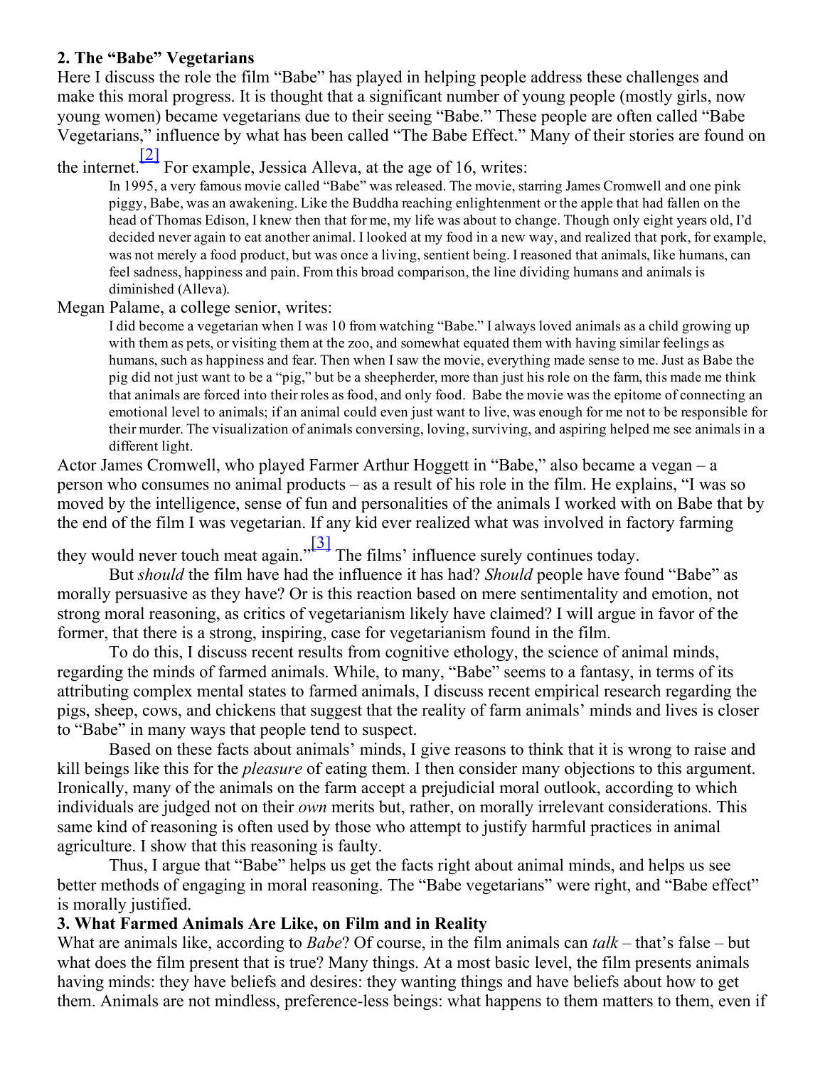## 2. The "Babe" Vegetarians

Here I discuss the role the film "Babe" has played in helping people address these challenges and make this moral progress. It is thought that a significant number of young people (mostly girls, now young women) became vegetarians due to their seeing "Babe." These people are often called "Babe Vegetarians," influence by what has been called "The Babe Effect." Many of their stories are found on the internet.[2] For example, Jessica Alleva, at the age of 16, writes:

> In 1995, a very famous movie called "Babe" was released. The movie, starring James Cromwell and one pink piggy, Babe, was an awakening. Like the Buddha reaching enlightenment or the apple that had fallen on the head of Thomas Edison, I knew then that for me, my life was about to change. Though only eight years old, I'd decided never again to eat another animal. I looked at my food in a new way, and realized that pork, for example, was not merely a food product, but was once a living, sentient being. I reasoned that animals, like humans, can feel sadness, happiness and pain. From this broad comparison, the line dividing humans and animals is diminished (Alleva).

Megan Palame, a college senior, writes:

> I did become a vegetarian when I was 10 from watching "Babe." I always loved animals as a child growing up with them as pets, or visiting them at the zoo, and somewhat equated them with having similar feelings as humans, such as happiness and fear. Then when I saw the movie, everything made sense to me. Just as Babe the pig did not just want to be a "pig," but be a sheepherder, more than just his role on the farm, this made me think that animals are forced into their roles as food, and only food. Babe the movie was the epitome of connecting an emotional level to animals; if an animal could even just want to live, was enough for me not to be responsible for their murder. The visualization of animals conversing, loving, surviving, and aspiring helped me see animals in a different light.

Actor James Cromwell, who played Farmer Arthur Hoggett in "Babe," also became a vegan – a person who consumes no animal products – as a result of his role in the film. He explains, "I was so moved by the intelligence, sense of fun and personalities of the animals I worked with on Babe that by the end of the film I was vegetarian. If any kid ever realized what was involved in factory farming they would never touch meat again."[3] The films' influence surely continues today.

But *should* the film have had the influence it has had? *Should* people have found "Babe" as morally persuasive as they have? Or is this reaction based on mere sentimentality and emotion, not strong moral reasoning, as critics of vegetarianism likely have claimed? I will argue in favor of the former, that there is a strong, inspiring, case for vegetarianism found in the film.

To do this, I discuss recent results from cognitive ethology, the science of animal minds, regarding the minds of farmed animals. While, to many, "Babe" seems to a fantasy, in terms of its attributing complex mental states to farmed animals, I discuss recent empirical research regarding the pigs, sheep, cows, and chickens that suggest that the reality of farm animals' minds and lives is closer to "Babe" in many ways that people tend to suspect.

Based on these facts about animals' minds, I give reasons to think that it is wrong to raise and kill beings like this for the *pleasure* of eating them. I then consider many objections to this argument. Ironically, many of the animals on the farm accept a prejudicial moral outlook, according to which individuals are judged not on their *own* merits but, rather, on morally irrelevant considerations. This same kind of reasoning is often used by those who attempt to justify harmful practices in animal agriculture. I show that this reasoning is faulty.

Thus, I argue that "Babe" helps us get the facts right about animal minds, and helps us see better methods of engaging in moral reasoning. The "Babe vegetarians" were right, and "Babe effect" is morally justified.

## 3. What Farmed Animals Are Like, on Film and in Reality

What are animals like, according to *Babe*? Of course, in the film animals can *talk* – that's false – but what does the film present that is true? Many things. At a most basic level, the film presents animals having minds: they have beliefs and desires: they wanting things and have beliefs about how to get them. Animals are not mindless, preference-less beings: what happens to them matters to them, even if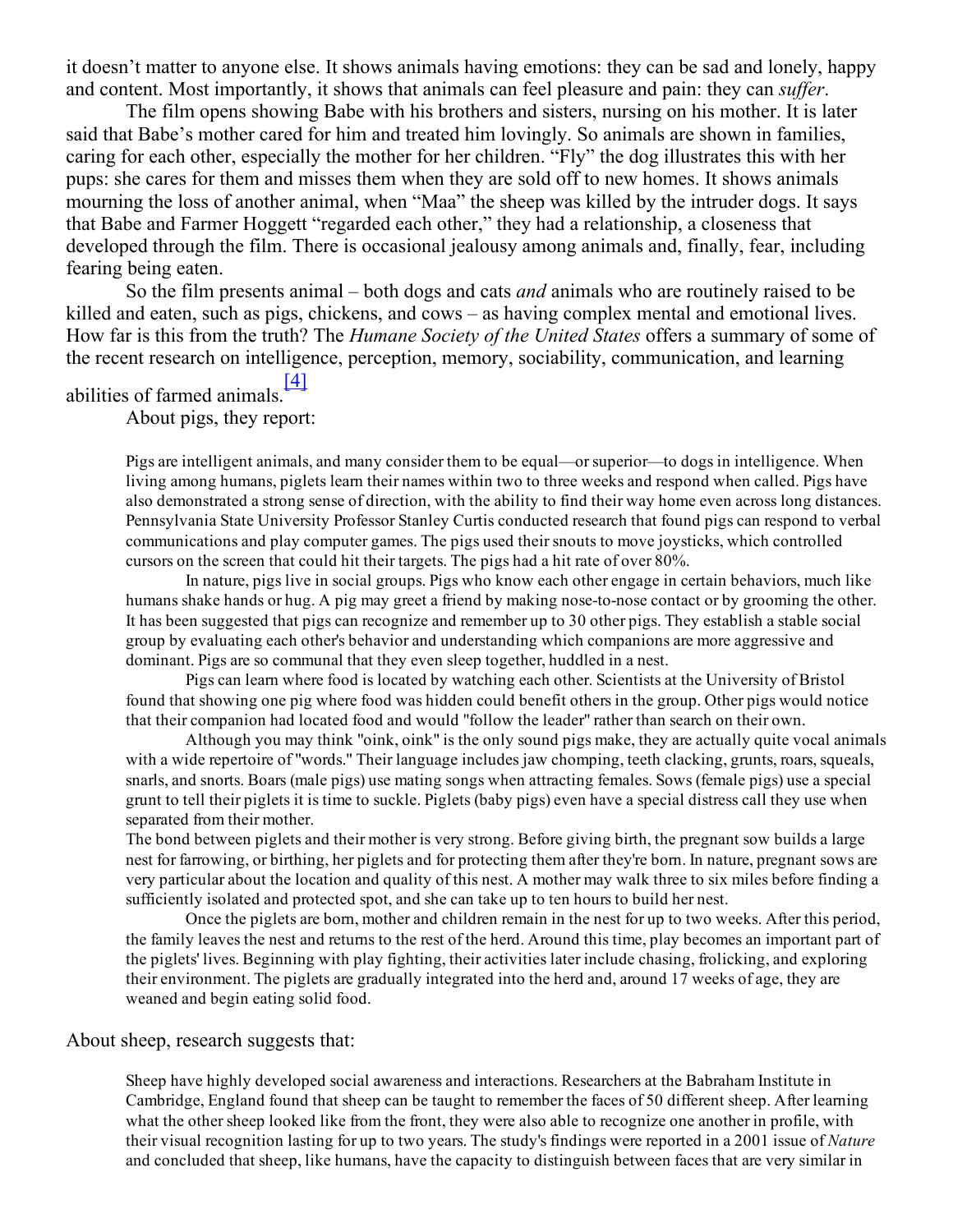it doesn't matter to anyone else. It shows animals having emotions: they can be sad and lonely, happy and content. Most importantly, it shows that animals can feel pleasure and pain: they can *suffer*.

The film opens showing Babe with his brothers and sisters, nursing on his mother. It is later said that Babe's mother cared for him and treated him lovingly. So animals are shown in families, caring for each other, especially the mother for her children. "Fly" the dog illustrates this with her pups: she cares for them and misses them when they are sold off to new homes. It shows animals mourning the loss of another animal, when "Maa" the sheep was killed by the intruder dogs. It says that Babe and Farmer Hoggett "regarded each other," they had a relationship, a closeness that developed through the film. There is occasional jealousy among animals and, finally, fear, including fearing being eaten.

So the film presents animal – both dogs and cats *and* animals who are routinely raised to be killed and eaten, such as pigs, chickens, and cows – as having complex mental and emotional lives. How far is this from the truth? The *Humane Society of the United States* offers a summary of some of the recent research on intelligence, perception, memory, sociability, communication, and learning abilities of farmed animals.[4]

About pigs, they report:

> Pigs are intelligent animals, and many consider them to be equal—or superior—to dogs in intelligence. When living among humans, piglets learn their names within two to three weeks and respond when called. Pigs have also demonstrated a strong sense of direction, with the ability to find their way home even across long distances. Pennsylvania State University Professor Stanley Curtis conducted research that found pigs can respond to verbal communications and play computer games. The pigs used their snouts to move joysticks, which controlled cursors on the screen that could hit their targets. The pigs had a hit rate of over 80%.
>
> In nature, pigs live in social groups. Pigs who know each other engage in certain behaviors, much like humans shake hands or hug. A pig may greet a friend by making nose-to-nose contact or by grooming the other. It has been suggested that pigs can recognize and remember up to 30 other pigs. They establish a stable social group by evaluating each other's behavior and understanding which companions are more aggressive and dominant. Pigs are so communal that they even sleep together, huddled in a nest.
>
> Pigs can learn where food is located by watching each other. Scientists at the University of Bristol found that showing one pig where food was hidden could benefit others in the group. Other pigs would notice that their companion had located food and would "follow the leader" rather than search on their own.
>
> Although you may think "oink, oink" is the only sound pigs make, they are actually quite vocal animals with a wide repertoire of "words." Their language includes jaw chomping, teeth clacking, grunts, roars, squeals, snarls, and snorts. Boars (male pigs) use mating songs when attracting females. Sows (female pigs) use a special grunt to tell their piglets it is time to suckle. Piglets (baby pigs) even have a special distress call they use when separated from their mother.
>
> The bond between piglets and their mother is very strong. Before giving birth, the pregnant sow builds a large nest for farrowing, or birthing, her piglets and for protecting them after they're born. In nature, pregnant sows are very particular about the location and quality of this nest. A mother may walk three to six miles before finding a sufficiently isolated and protected spot, and she can take up to ten hours to build her nest.
>
> Once the piglets are born, mother and children remain in the nest for up to two weeks. After this period, the family leaves the nest and returns to the rest of the herd. Around this time, play becomes an important part of the piglets' lives. Beginning with play fighting, their activities later include chasing, frolicking, and exploring their environment. The piglets are gradually integrated into the herd and, around 17 weeks of age, they are weaned and begin eating solid food.

About sheep, research suggests that:

> Sheep have highly developed social awareness and interactions. Researchers at the Babraham Institute in Cambridge, England found that sheep can be taught to remember the faces of 50 different sheep. After learning what the other sheep looked like from the front, they were also able to recognize one another in profile, with their visual recognition lasting for up to two years. The study's findings were reported in a 2001 issue of *Nature* and concluded that sheep, like humans, have the capacity to distinguish between faces that are very similar in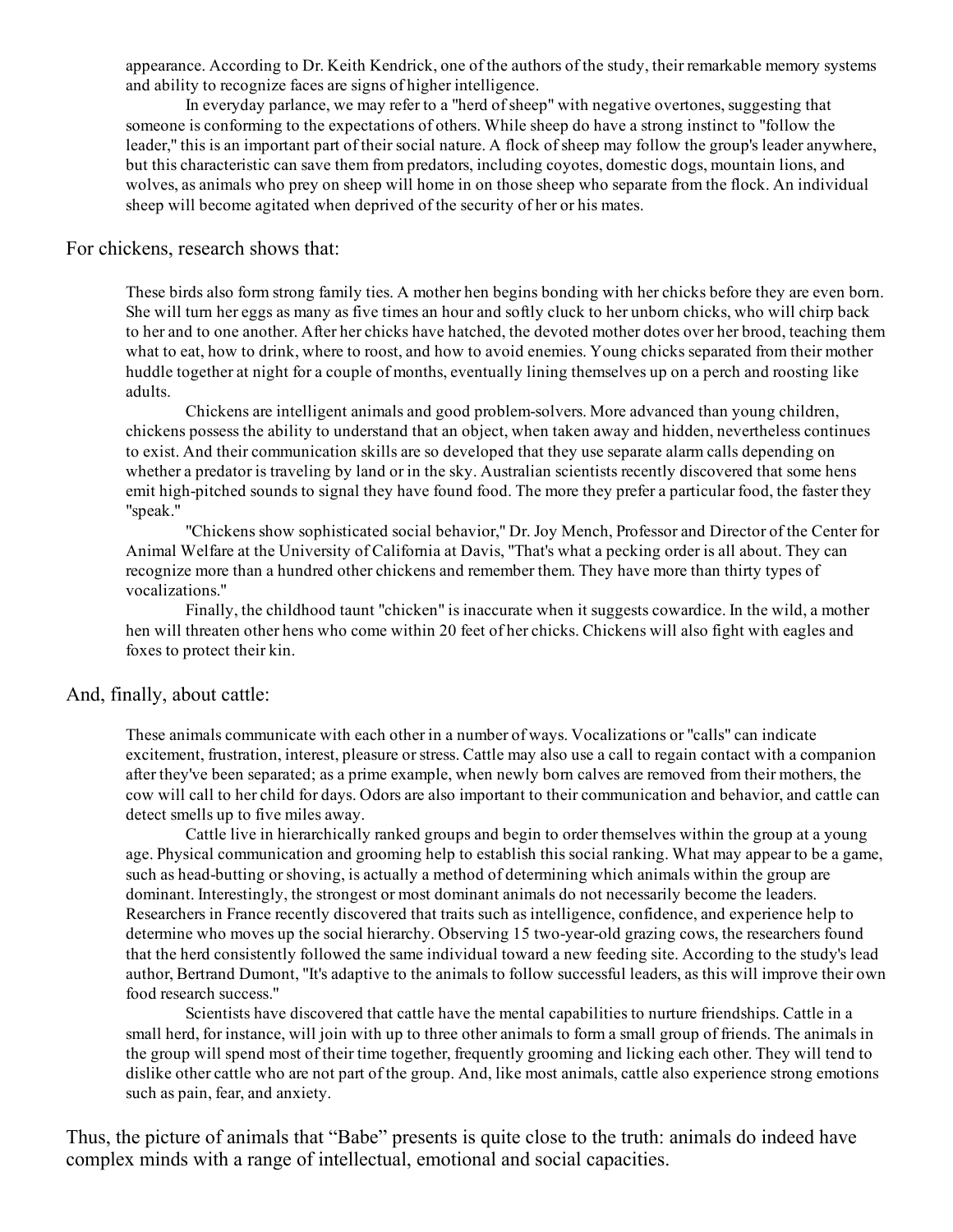> appearance. According to Dr. Keith Kendrick, one of the authors of the study, their remarkable memory systems and ability to recognize faces are signs of higher intelligence.
>
> In everyday parlance, we may refer to a "herd of sheep" with negative overtones, suggesting that someone is conforming to the expectations of others. While sheep do have a strong instinct to "follow the leader," this is an important part of their social nature. A flock of sheep may follow the group's leader anywhere, but this characteristic can save them from predators, including coyotes, domestic dogs, mountain lions, and wolves, as animals who prey on sheep will home in on those sheep who separate from the flock. An individual sheep will become agitated when deprived of the security of her or his mates.

For chickens, research shows that:

> These birds also form strong family ties. A mother hen begins bonding with her chicks before they are even born. She will turn her eggs as many as five times an hour and softly cluck to her unborn chicks, who will chirp back to her and to one another. After her chicks have hatched, the devoted mother dotes over her brood, teaching them what to eat, how to drink, where to roost, and how to avoid enemies. Young chicks separated from their mother huddle together at night for a couple of months, eventually lining themselves up on a perch and roosting like adults.
>
> Chickens are intelligent animals and good problem-solvers. More advanced than young children, chickens possess the ability to understand that an object, when taken away and hidden, nevertheless continues to exist. And their communication skills are so developed that they use separate alarm calls depending on whether a predator is traveling by land or in the sky. Australian scientists recently discovered that some hens emit high-pitched sounds to signal they have found food. The more they prefer a particular food, the faster they "speak."
>
> "Chickens show sophisticated social behavior," Dr. Joy Mench, Professor and Director of the Center for Animal Welfare at the University of California at Davis, "That's what a pecking order is all about. They can recognize more than a hundred other chickens and remember them. They have more than thirty types of vocalizations."
>
> Finally, the childhood taunt "chicken" is inaccurate when it suggests cowardice. In the wild, a mother hen will threaten other hens who come within 20 feet of her chicks. Chickens will also fight with eagles and foxes to protect their kin.

And, finally, about cattle:

> These animals communicate with each other in a number of ways. Vocalizations or "calls" can indicate excitement, frustration, interest, pleasure or stress. Cattle may also use a call to regain contact with a companion after they've been separated; as a prime example, when newly born calves are removed from their mothers, the cow will call to her child for days. Odors are also important to their communication and behavior, and cattle can detect smells up to five miles away.
>
> Cattle live in hierarchically ranked groups and begin to order themselves within the group at a young age. Physical communication and grooming help to establish this social ranking. What may appear to be a game, such as head-butting or shoving, is actually a method of determining which animals within the group are dominant. Interestingly, the strongest or most dominant animals do not necessarily become the leaders. Researchers in France recently discovered that traits such as intelligence, confidence, and experience help to determine who moves up the social hierarchy. Observing 15 two-year-old grazing cows, the researchers found that the herd consistently followed the same individual toward a new feeding site. According to the study's lead author, Bertrand Dumont, "It's adaptive to the animals to follow successful leaders, as this will improve their own food research success."
>
> Scientists have discovered that cattle have the mental capabilities to nurture friendships. Cattle in a small herd, for instance, will join with up to three other animals to form a small group of friends. The animals in the group will spend most of their time together, frequently grooming and licking each other. They will tend to dislike other cattle who are not part of the group. And, like most animals, cattle also experience strong emotions such as pain, fear, and anxiety.

Thus, the picture of animals that "Babe" presents is quite close to the truth: animals do indeed have complex minds with a range of intellectual, emotional and social capacities.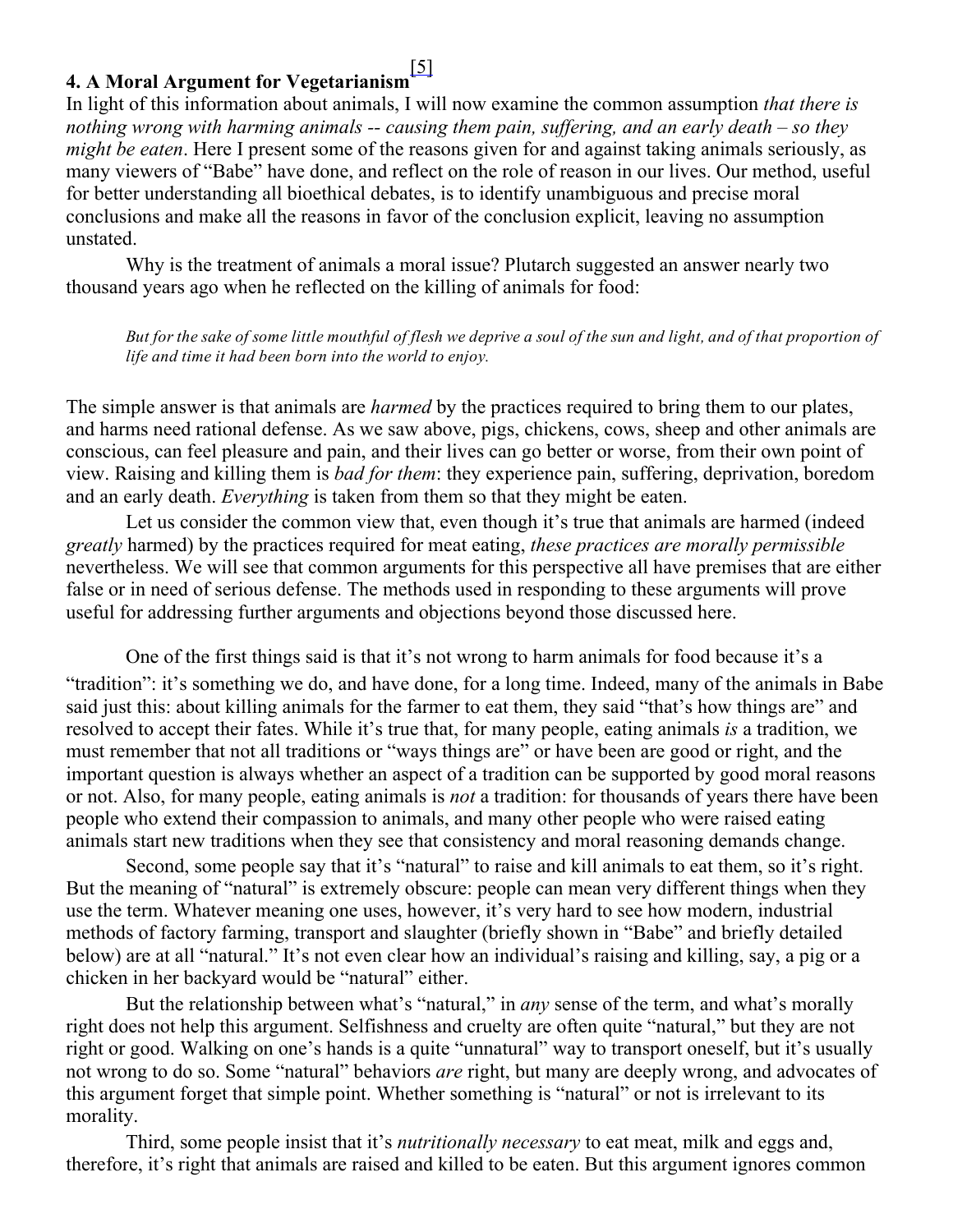## 4. A Moral Argument for Vegetarianism[5]

In light of this information about animals, I will now examine the common assumption *that there is nothing wrong with harming animals -- causing them pain, suffering, and an early death – so they might be eaten*. Here I present some of the reasons given for and against taking animals seriously, as many viewers of "Babe" have done, and reflect on the role of reason in our lives. Our method, useful for better understanding all bioethical debates, is to identify unambiguous and precise moral conclusions and make all the reasons in favor of the conclusion explicit, leaving no assumption unstated.

Why is the treatment of animals a moral issue? Plutarch suggested an answer nearly two thousand years ago when he reflected on the killing of animals for food:

> *But for the sake of some little mouthful of flesh we deprive a soul of the sun and light, and of that proportion of life and time it had been born into the world to enjoy.*

The simple answer is that animals are *harmed* by the practices required to bring them to our plates, and harms need rational defense. As we saw above, pigs, chickens, cows, sheep and other animals are conscious, can feel pleasure and pain, and their lives can go better or worse, from their own point of view. Raising and killing them is *bad for them*: they experience pain, suffering, deprivation, boredom and an early death. *Everything* is taken from them so that they might be eaten.

Let us consider the common view that, even though it's true that animals are harmed (indeed *greatly* harmed) by the practices required for meat eating, *these practices are morally permissible* nevertheless. We will see that common arguments for this perspective all have premises that are either false or in need of serious defense. The methods used in responding to these arguments will prove useful for addressing further arguments and objections beyond those discussed here.

One of the first things said is that it's not wrong to harm animals for food because it's a "tradition": it's something we do, and have done, for a long time. Indeed, many of the animals in Babe said just this: about killing animals for the farmer to eat them, they said "that's how things are" and resolved to accept their fates. While it's true that, for many people, eating animals *is* a tradition, we must remember that not all traditions or "ways things are" or have been are good or right, and the important question is always whether an aspect of a tradition can be supported by good moral reasons or not. Also, for many people, eating animals is *not* a tradition: for thousands of years there have been people who extend their compassion to animals, and many other people who were raised eating animals start new traditions when they see that consistency and moral reasoning demands change.

Second, some people say that it's "natural" to raise and kill animals to eat them, so it's right. But the meaning of "natural" is extremely obscure: people can mean very different things when they use the term. Whatever meaning one uses, however, it's very hard to see how modern, industrial methods of factory farming, transport and slaughter (briefly shown in "Babe" and briefly detailed below) are at all "natural." It's not even clear how an individual's raising and killing, say, a pig or a chicken in her backyard would be "natural" either.

But the relationship between what's "natural," in *any* sense of the term, and what's morally right does not help this argument. Selfishness and cruelty are often quite "natural," but they are not right or good. Walking on one's hands is a quite "unnatural" way to transport oneself, but it's usually not wrong to do so. Some "natural" behaviors *are* right, but many are deeply wrong, and advocates of this argument forget that simple point. Whether something is "natural" or not is irrelevant to its morality.

Third, some people insist that it's *nutritionally necessary* to eat meat, milk and eggs and, therefore, it's right that animals are raised and killed to be eaten. But this argument ignores common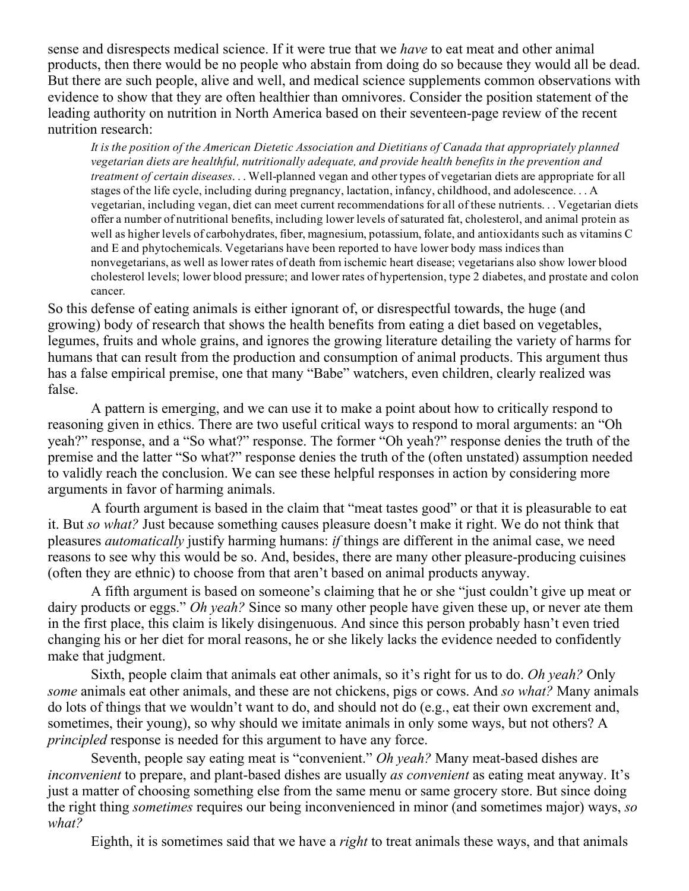sense and disrespects medical science. If it were true that we *have* to eat meat and other animal products, then there would be no people who abstain from doing do so because they would all be dead. But there are such people, alive and well, and medical science supplements common observations with evidence to show that they are often healthier than omnivores. Consider the position statement of the leading authority on nutrition in North America based on their seventeen-page review of the recent nutrition research:

> *It is the position of the American Dietetic Association and Dietitians of Canada that appropriately planned vegetarian diets are healthful, nutritionally adequate, and provide health benefits in the prevention and treatment of certain diseases*. . . Well-planned vegan and other types of vegetarian diets are appropriate for all stages of the life cycle, including during pregnancy, lactation, infancy, childhood, and adolescence. . . A vegetarian, including vegan, diet can meet current recommendations for all of these nutrients. . . Vegetarian diets offer a number of nutritional benefits, including lower levels of saturated fat, cholesterol, and animal protein as well as higher levels of carbohydrates, fiber, magnesium, potassium, folate, and antioxidants such as vitamins C and E and phytochemicals. Vegetarians have been reported to have lower body mass indices than nonvegetarians, as well as lower rates of death from ischemic heart disease; vegetarians also show lower blood cholesterol levels; lower blood pressure; and lower rates of hypertension, type 2 diabetes, and prostate and colon cancer.

So this defense of eating animals is either ignorant of, or disrespectful towards, the huge (and growing) body of research that shows the health benefits from eating a diet based on vegetables, legumes, fruits and whole grains, and ignores the growing literature detailing the variety of harms for humans that can result from the production and consumption of animal products. This argument thus has a false empirical premise, one that many "Babe" watchers, even children, clearly realized was false.

A pattern is emerging, and we can use it to make a point about how to critically respond to reasoning given in ethics. There are two useful critical ways to respond to moral arguments: an "Oh yeah?" response, and a "So what?" response. The former "Oh yeah?" response denies the truth of the premise and the latter "So what?" response denies the truth of the (often unstated) assumption needed to validly reach the conclusion. We can see these helpful responses in action by considering more arguments in favor of harming animals.

A fourth argument is based in the claim that "meat tastes good" or that it is pleasurable to eat it. But *so what?* Just because something causes pleasure doesn't make it right. We do not think that pleasures *automatically* justify harming humans: *if* things are different in the animal case, we need reasons to see why this would be so. And, besides, there are many other pleasure-producing cuisines (often they are ethnic) to choose from that aren't based on animal products anyway.

A fifth argument is based on someone's claiming that he or she "just couldn't give up meat or dairy products or eggs." *Oh yeah?* Since so many other people have given these up, or never ate them in the first place, this claim is likely disingenuous. And since this person probably hasn't even tried changing his or her diet for moral reasons, he or she likely lacks the evidence needed to confidently make that judgment.

Sixth, people claim that animals eat other animals, so it's right for us to do. *Oh yeah?* Only *some* animals eat other animals, and these are not chickens, pigs or cows. And *so what?* Many animals do lots of things that we wouldn't want to do, and should not do (e.g., eat their own excrement and, sometimes, their young), so why should we imitate animals in only some ways, but not others? A *principled* response is needed for this argument to have any force.

Seventh, people say eating meat is "convenient." *Oh yeah?* Many meat-based dishes are *inconvenient* to prepare, and plant-based dishes are usually *as convenient* as eating meat anyway. It's just a matter of choosing something else from the same menu or same grocery store. But since doing the right thing *sometimes* requires our being inconvenienced in minor (and sometimes major) ways, *so what?*

Eighth, it is sometimes said that we have a *right* to treat animals these ways, and that animals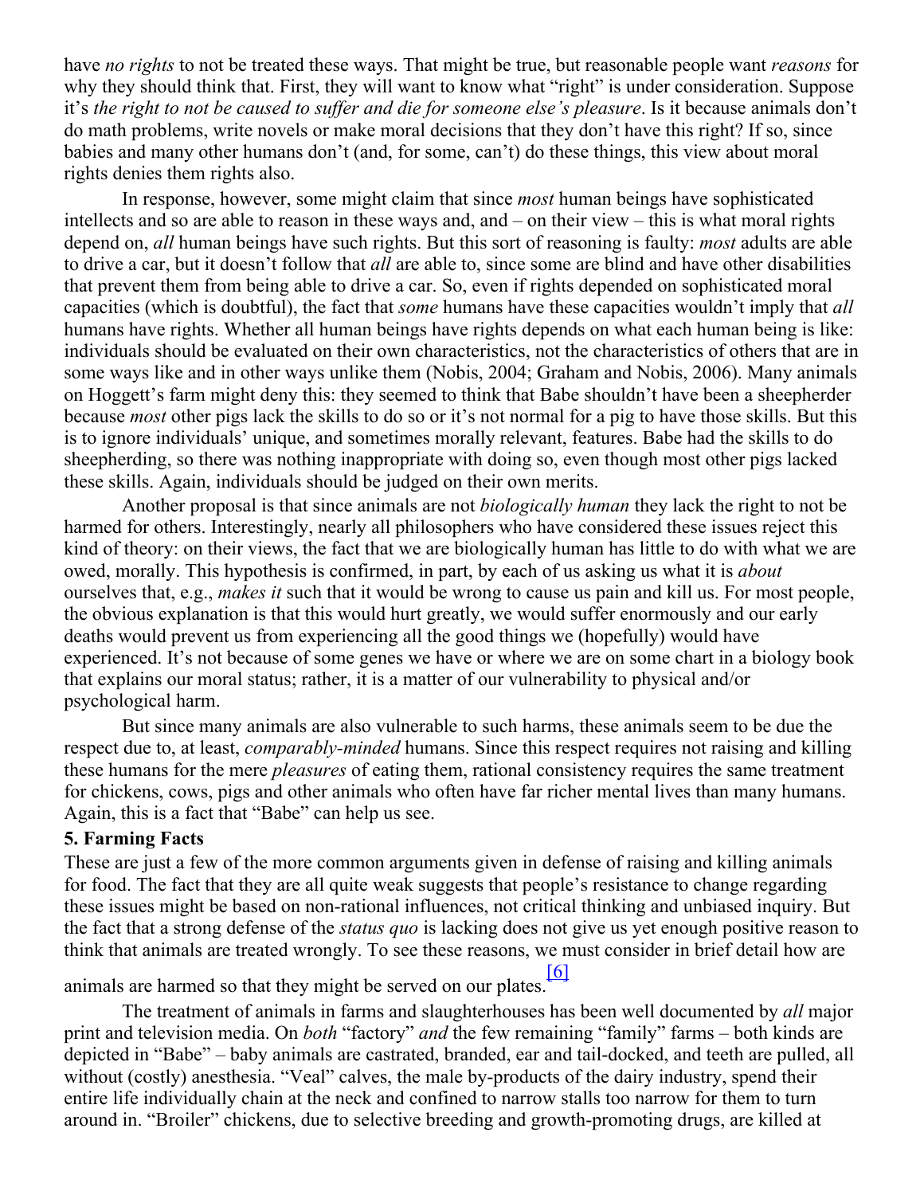have *no rights* to not be treated these ways. That might be true, but reasonable people want *reasons* for why they should think that. First, they will want to know what "right" is under consideration. Suppose it's *the right to not be caused to suffer and die for someone else's pleasure*. Is it because animals don't do math problems, write novels or make moral decisions that they don't have this right? If so, since babies and many other humans don't (and, for some, can't) do these things, this view about moral rights denies them rights also.

In response, however, some might claim that since *most* human beings have sophisticated intellects and so are able to reason in these ways and, and – on their view – this is what moral rights depend on, *all* human beings have such rights. But this sort of reasoning is faulty: *most* adults are able to drive a car, but it doesn't follow that *all* are able to, since some are blind and have other disabilities that prevent them from being able to drive a car. So, even if rights depended on sophisticated moral capacities (which is doubtful), the fact that *some* humans have these capacities wouldn't imply that *all* humans have rights. Whether all human beings have rights depends on what each human being is like: individuals should be evaluated on their own characteristics, not the characteristics of others that are in some ways like and in other ways unlike them (Nobis, 2004; Graham and Nobis, 2006). Many animals on Hoggett's farm might deny this: they seemed to think that Babe shouldn't have been a sheepherder because *most* other pigs lack the skills to do so or it's not normal for a pig to have those skills. But this is to ignore individuals' unique, and sometimes morally relevant, features. Babe had the skills to do sheepherding, so there was nothing inappropriate with doing so, even though most other pigs lacked these skills. Again, individuals should be judged on their own merits.

Another proposal is that since animals are not *biologically human* they lack the right to not be harmed for others. Interestingly, nearly all philosophers who have considered these issues reject this kind of theory: on their views, the fact that we are biologically human has little to do with what we are owed, morally. This hypothesis is confirmed, in part, by each of us asking us what it is *about* ourselves that, e.g., *makes it* such that it would be wrong to cause us pain and kill us. For most people, the obvious explanation is that this would hurt greatly, we would suffer enormously and our early deaths would prevent us from experiencing all the good things we (hopefully) would have experienced. It's not because of some genes we have or where we are on some chart in a biology book that explains our moral status; rather, it is a matter of our vulnerability to physical and/or psychological harm.

But since many animals are also vulnerable to such harms, these animals seem to be due the respect due to, at least, *comparably-minded* humans. Since this respect requires not raising and killing these humans for the mere *pleasures* of eating them, rational consistency requires the same treatment for chickens, cows, pigs and other animals who often have far richer mental lives than many humans. Again, this is a fact that "Babe" can help us see.

**5. Farming Facts**

These are just a few of the more common arguments given in defense of raising and killing animals for food. The fact that they are all quite weak suggests that people's resistance to change regarding these issues might be based on non-rational influences, not critical thinking and unbiased inquiry. But the fact that a strong defense of the *status quo* is lacking does not give us yet enough positive reason to think that animals are treated wrongly. To see these reasons, we must consider in brief detail how are animals are harmed so that they might be served on our plates.[6]

The treatment of animals in farms and slaughterhouses has been well documented by *all* major print and television media. On *both* "factory" *and* the few remaining "family" farms – both kinds are depicted in "Babe" – baby animals are castrated, branded, ear and tail-docked, and teeth are pulled, all without (costly) anesthesia. "Veal" calves, the male by-products of the dairy industry, spend their entire life individually chain at the neck and confined to narrow stalls too narrow for them to turn around in. "Broiler" chickens, due to selective breeding and growth-promoting drugs, are killed at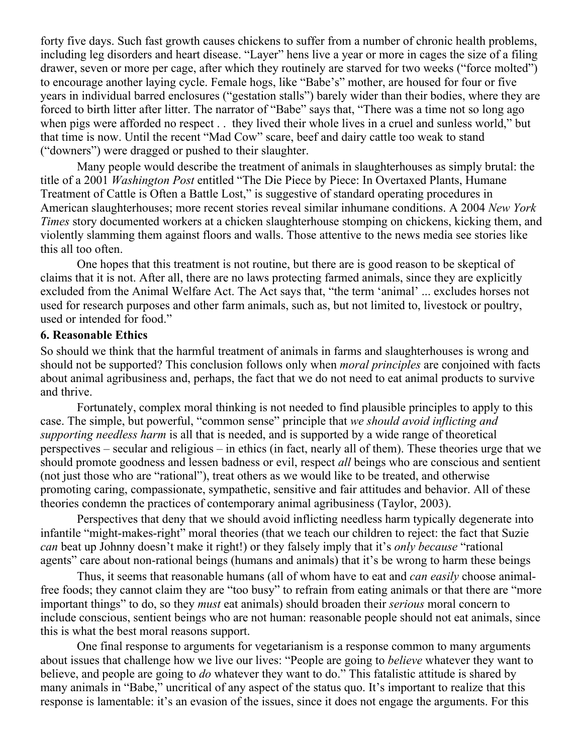forty five days. Such fast growth causes chickens to suffer from a number of chronic health problems, including leg disorders and heart disease. "Layer" hens live a year or more in cages the size of a filing drawer, seven or more per cage, after which they routinely are starved for two weeks ("force molted") to encourage another laying cycle. Female hogs, like "Babe's" mother, are housed for four or five years in individual barred enclosures ("gestation stalls") barely wider than their bodies, where they are forced to birth litter after litter. The narrator of "Babe" says that, "There was a time not so long ago when pigs were afforded no respect . . they lived their whole lives in a cruel and sunless world," but that time is now. Until the recent "Mad Cow" scare, beef and dairy cattle too weak to stand ("downers") were dragged or pushed to their slaughter.

Many people would describe the treatment of animals in slaughterhouses as simply brutal: the title of a 2001 *Washington Post* entitled "The Die Piece by Piece: In Overtaxed Plants, Humane Treatment of Cattle is Often a Battle Lost," is suggestive of standard operating procedures in American slaughterhouses; more recent stories reveal similar inhumane conditions. A 2004 *New York Times* story documented workers at a chicken slaughterhouse stomping on chickens, kicking them, and violently slamming them against floors and walls. Those attentive to the news media see stories like this all too often.

One hopes that this treatment is not routine, but there are is good reason to be skeptical of claims that it is not. After all, there are no laws protecting farmed animals, since they are explicitly excluded from the Animal Welfare Act. The Act says that, "the term 'animal' ... excludes horses not used for research purposes and other farm animals, such as, but not limited to, livestock or poultry, used or intended for food."

### 6. Reasonable Ethics

So should we think that the harmful treatment of animals in farms and slaughterhouses is wrong and should not be supported? This conclusion follows only when *moral principles* are conjoined with facts about animal agribusiness and, perhaps, the fact that we do not need to eat animal products to survive and thrive.

Fortunately, complex moral thinking is not needed to find plausible principles to apply to this case. The simple, but powerful, "common sense" principle that *we should avoid inflicting and supporting needless harm* is all that is needed, and is supported by a wide range of theoretical perspectives – secular and religious – in ethics (in fact, nearly all of them). These theories urge that we should promote goodness and lessen badness or evil, respect *all* beings who are conscious and sentient (not just those who are "rational"), treat others as we would like to be treated, and otherwise promoting caring, compassionate, sympathetic, sensitive and fair attitudes and behavior. All of these theories condemn the practices of contemporary animal agribusiness (Taylor, 2003).

Perspectives that deny that we should avoid inflicting needless harm typically degenerate into infantile "might-makes-right" moral theories (that we teach our children to reject: the fact that Suzie *can* beat up Johnny doesn't make it right!) or they falsely imply that it's *only because* "rational agents" care about non-rational beings (humans and animals) that it's be wrong to harm these beings

Thus, it seems that reasonable humans (all of whom have to eat and *can easily* choose animal-free foods; they cannot claim they are "too busy" to refrain from eating animals or that there are "more important things" to do, so they *must* eat animals) should broaden their *serious* moral concern to include conscious, sentient beings who are not human: reasonable people should not eat animals, since this is what the best moral reasons support.

One final response to arguments for vegetarianism is a response common to many arguments about issues that challenge how we live our lives: "People are going to *believe* whatever they want to believe, and people are going to *do* whatever they want to do." This fatalistic attitude is shared by many animals in "Babe," uncritical of any aspect of the status quo. It's important to realize that this response is lamentable: it's an evasion of the issues, since it does not engage the arguments. For this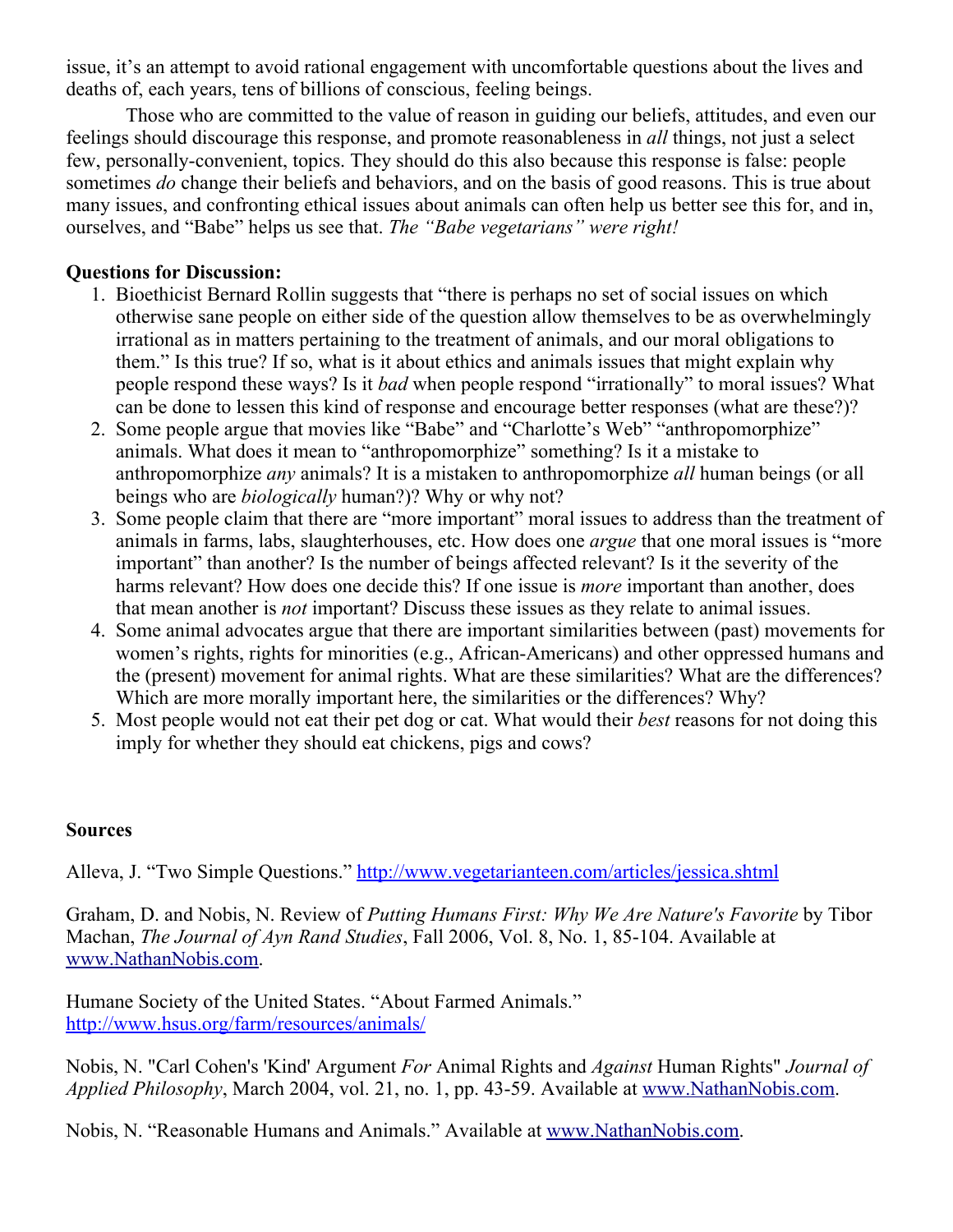issue, it's an attempt to avoid rational engagement with uncomfortable questions about the lives and deaths of, each years, tens of billions of conscious, feeling beings.

Those who are committed to the value of reason in guiding our beliefs, attitudes, and even our feelings should discourage this response, and promote reasonableness in *all* things, not just a select few, personally-convenient, topics. They should do this also because this response is false: people sometimes *do* change their beliefs and behaviors, and on the basis of good reasons. This is true about many issues, and confronting ethical issues about animals can often help us better see this for, and in, ourselves, and "Babe" helps us see that. *The "Babe vegetarians" were right!*

**Questions for Discussion:**

1. Bioethicist Bernard Rollin suggests that "there is perhaps no set of social issues on which otherwise sane people on either side of the question allow themselves to be as overwhelmingly irrational as in matters pertaining to the treatment of animals, and our moral obligations to them." Is this true? If so, what is it about ethics and animals issues that might explain why people respond these ways? Is it *bad* when people respond "irrationally" to moral issues? What can be done to lessen this kind of response and encourage better responses (what are these?)?
2. Some people argue that movies like "Babe" and "Charlotte's Web" "anthropomorphize" animals. What does it mean to "anthropomorphize" something? Is it a mistake to anthropomorphize *any* animals? It is a mistaken to anthropomorphize *all* human beings (or all beings who are *biologically* human?)? Why or why not?
3. Some people claim that there are "more important" moral issues to address than the treatment of animals in farms, labs, slaughterhouses, etc. How does one *argue* that one moral issues is "more important" than another? Is the number of beings affected relevant? Is it the severity of the harms relevant? How does one decide this? If one issue is *more* important than another, does that mean another is *not* important? Discuss these issues as they relate to animal issues.
4. Some animal advocates argue that there are important similarities between (past) movements for women's rights, rights for minorities (e.g., African-Americans) and other oppressed humans and the (present) movement for animal rights. What are these similarities? What are the differences? Which are more morally important here, the similarities or the differences? Why?
5. Most people would not eat their pet dog or cat. What would their *best* reasons for not doing this imply for whether they should eat chickens, pigs and cows?

**Sources**

Alleva, J. "Two Simple Questions." http://www.vegetarianteen.com/articles/jessica.shtml

Graham, D. and Nobis, N. Review of *Putting Humans First: Why We Are Nature's Favorite* by Tibor Machan, *The Journal of Ayn Rand Studies*, Fall 2006, Vol. 8, No. 1, 85-104. Available at www.NathanNobis.com.

Humane Society of the United States. "About Farmed Animals." http://www.hsus.org/farm/resources/animals/

Nobis, N. "Carl Cohen's 'Kind' Argument *For* Animal Rights and *Against* Human Rights" *Journal of Applied Philosophy*, March 2004, vol. 21, no. 1, pp. 43-59. Available at www.NathanNobis.com.

Nobis, N. "Reasonable Humans and Animals." Available at www.NathanNobis.com.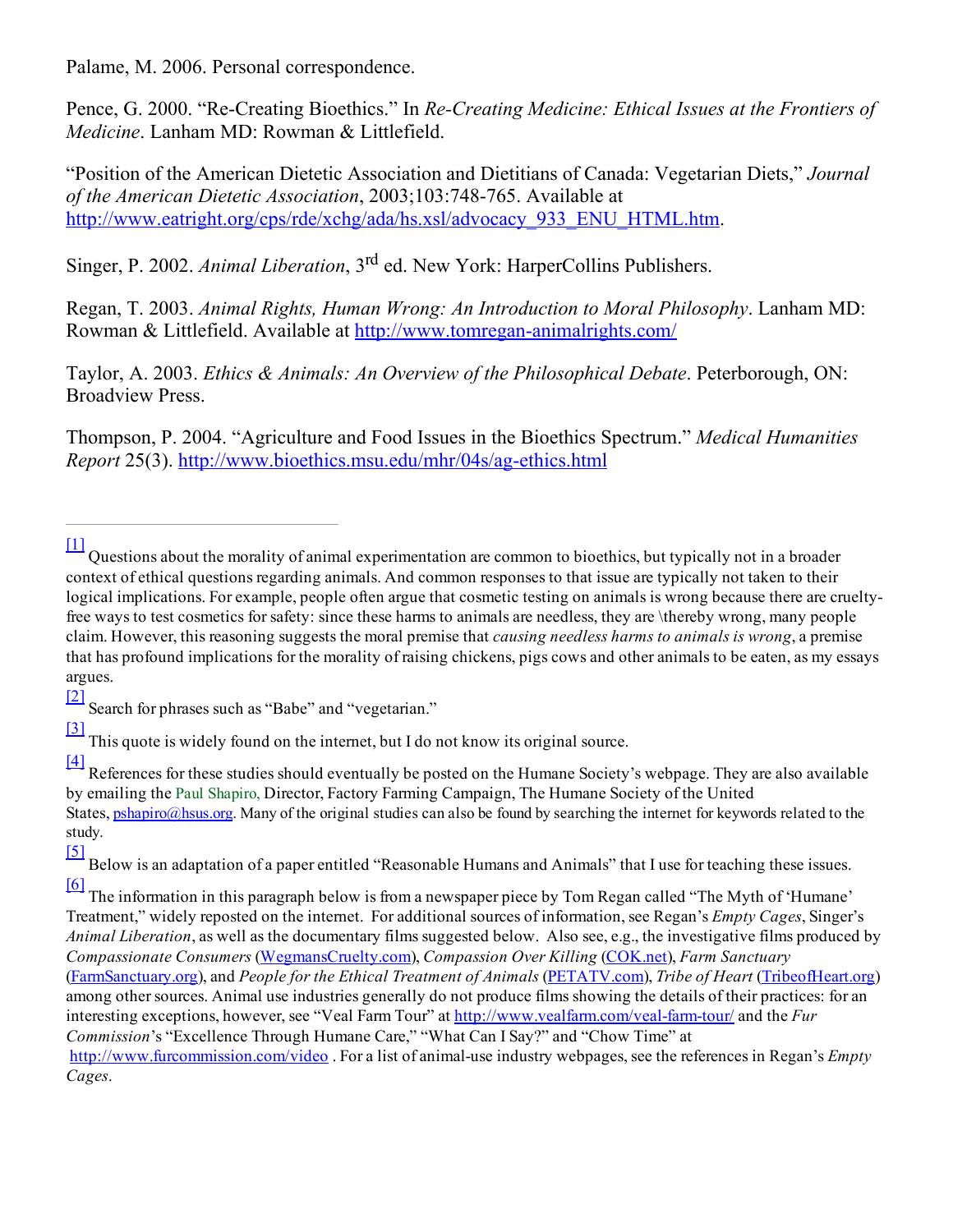Palame, M. 2006. Personal correspondence.

Pence, G. 2000. "Re-Creating Bioethics." In *Re-Creating Medicine: Ethical Issues at the Frontiers of Medicine*. Lanham MD: Rowman & Littlefield.

"Position of the American Dietetic Association and Dietitians of Canada: Vegetarian Diets," *Journal of the American Dietetic Association*, 2003;103:748-765. Available at http://www.eatright.org/cps/rde/xchg/ada/hs.xsl/advocacy_933_ENU_HTML.htm.

Singer, P. 2002. *Animal Liberation*, 3rd ed. New York: HarperCollins Publishers.

Regan, T. 2003. *Animal Rights, Human Wrong: An Introduction to Moral Philosophy*. Lanham MD: Rowman & Littlefield. Available at http://www.tomregan-animalrights.com/

Taylor, A. 2003. *Ethics & Animals: An Overview of the Philosophical Debate*. Peterborough, ON: Broadview Press.

Thompson, P. 2004. "Agriculture and Food Issues in the Bioethics Spectrum." *Medical Humanities Report* 25(3). http://www.bioethics.msu.edu/mhr/04s/ag-ethics.html

---

[1] Questions about the morality of animal experimentation are common to bioethics, but typically not in a broader context of ethical questions regarding animals. And common responses to that issue are typically not taken to their logical implications. For example, people often argue that cosmetic testing on animals is wrong because there are cruelty-free ways to test cosmetics for safety: since these harms to animals are needless, they are \thereby wrong, many people claim. However, this reasoning suggests the moral premise that *causing needless harms to animals is wrong*, a premise that has profound implications for the morality of raising chickens, pigs cows and other animals to be eaten, as my essays argues.

[2] Search for phrases such as "Babe" and "vegetarian."

[3] This quote is widely found on the internet, but I do not know its original source.

[4] References for these studies should eventually be posted on the Humane Society's webpage. They are also available by emailing the Paul Shapiro, Director, Factory Farming Campaign, The Humane Society of the United States, pshapiro@hsus.org. Many of the original studies can also be found by searching the internet for keywords related to the study.

[5] Below is an adaptation of a paper entitled "Reasonable Humans and Animals" that I use for teaching these issues.

[6] The information in this paragraph below is from a newspaper piece by Tom Regan called "The Myth of 'Humane' Treatment," widely reposted on the internet. For additional sources of information, see Regan's *Empty Cages*, Singer's *Animal Liberation*, as well as the documentary films suggested below. Also see, e.g., the investigative films produced by *Compassionate Consumers* (WegmansCruelty.com), *Compassion Over Killing* (COK.net), *Farm Sanctuary* (FarmSanctuary.org), and *People for the Ethical Treatment of Animals* (PETATV.com), *Tribe of Heart* (TribeofHeart.org) among other sources. Animal use industries generally do not produce films showing the details of their practices: for an interesting exceptions, however, see "Veal Farm Tour" at http://www.vealfarm.com/veal-farm-tour/ and the *Fur Commission*'s "Excellence Through Humane Care," "What Can I Say?" and "Chow Time" at http://www.furcommission.com/video . For a list of animal-use industry webpages, see the references in Regan's *Empty Cages*.